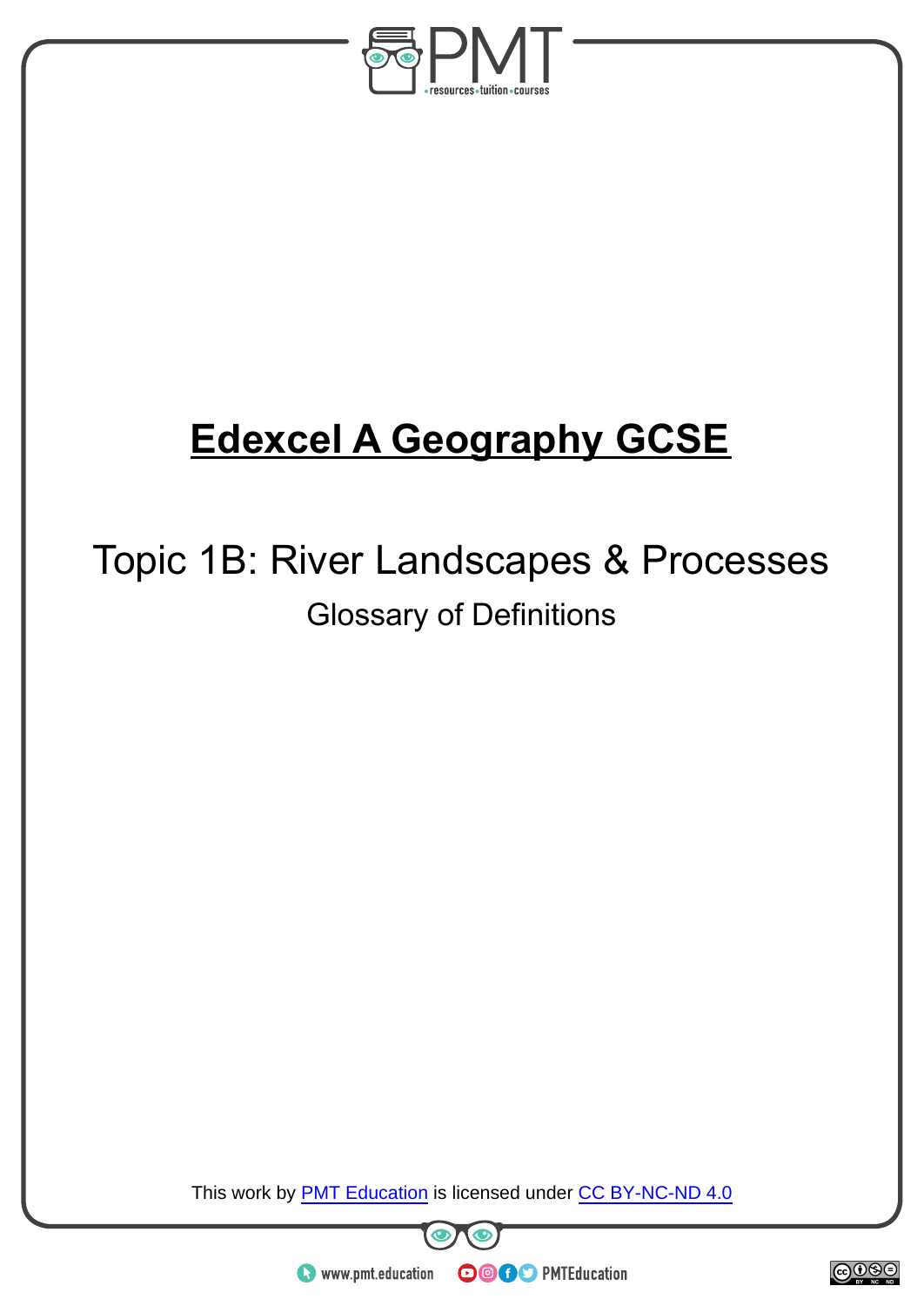# Edexcel A Geography GCSE

## Topic 1B: River Landscapes & Processes

### Glossary of Definitions

This work by PMT Education is licensed under CC BY-NC-ND 4.0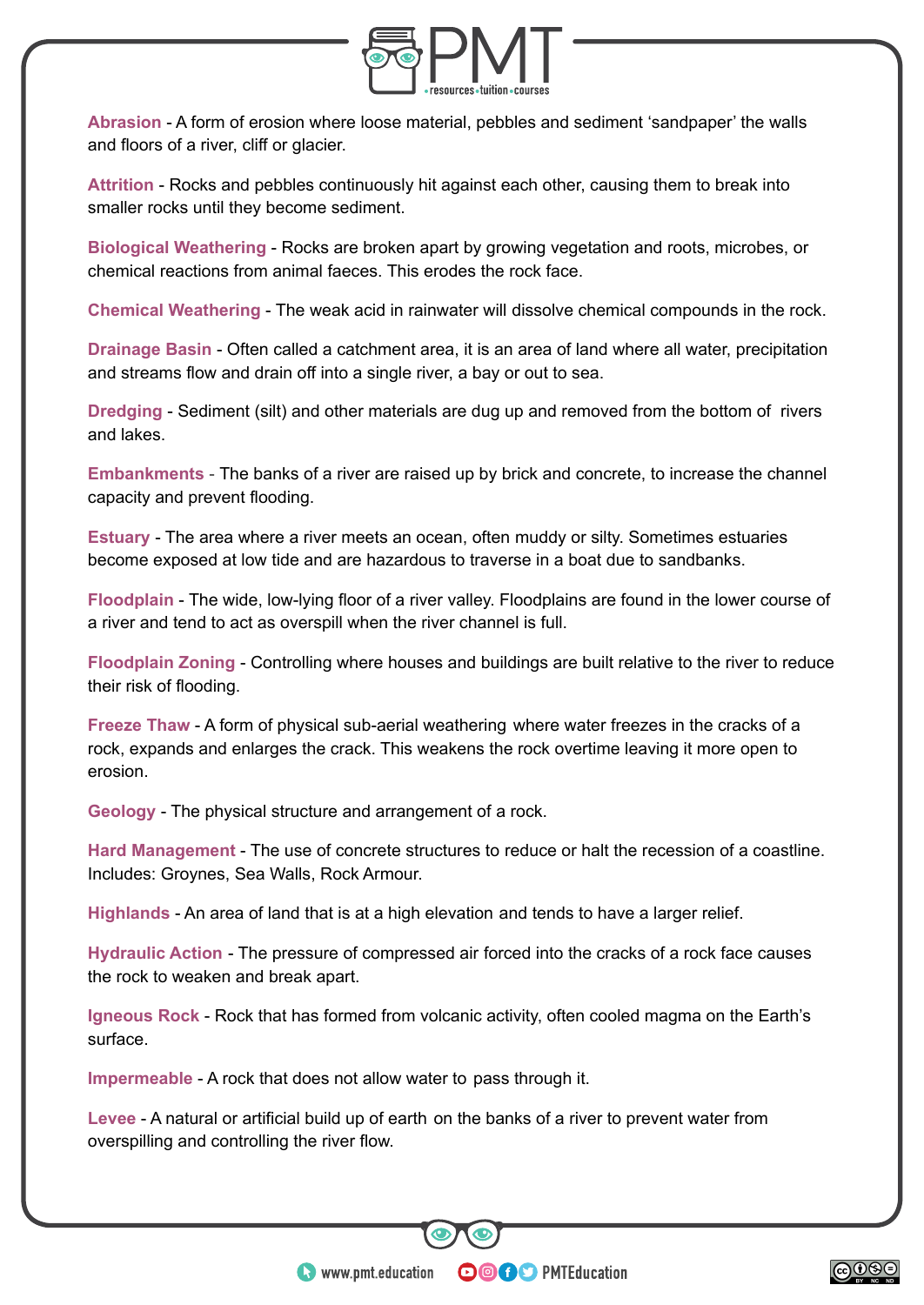**Abrasion** - A form of erosion where loose material, pebbles and sediment 'sandpaper' the walls and floors of a river, cliff or glacier.

**Attrition** - Rocks and pebbles continuously hit against each other, causing them to break into smaller rocks until they become sediment.

**Biological Weathering** - Rocks are broken apart by growing vegetation and roots, microbes, or chemical reactions from animal faeces. This erodes the rock face.

**Chemical Weathering** - The weak acid in rainwater will dissolve chemical compounds in the rock.

**Drainage Basin** - Often called a catchment area, it is an area of land where all water, precipitation and streams flow and drain off into a single river, a bay or out to sea.

**Dredging** - Sediment (silt) and other materials are dug up and removed from the bottom of rivers and lakes.

**Embankments** - The banks of a river are raised up by brick and concrete, to increase the channel capacity and prevent flooding.

**Estuary** - The area where a river meets an ocean, often muddy or silty. Sometimes estuaries become exposed at low tide and are hazardous to traverse in a boat due to sandbanks.

**Floodplain** - The wide, low-lying floor of a river valley. Floodplains are found in the lower course of a river and tend to act as overspill when the river channel is full.

**Floodplain Zoning** - Controlling where houses and buildings are built relative to the river to reduce their risk of flooding.

**Freeze Thaw** - A form of physical sub-aerial weathering where water freezes in the cracks of a rock, expands and enlarges the crack. This weakens the rock overtime leaving it more open to erosion.

**Geology** - The physical structure and arrangement of a rock.

**Hard Management** - The use of concrete structures to reduce or halt the recession of a coastline. Includes: Groynes, Sea Walls, Rock Armour.

**Highlands** - An area of land that is at a high elevation and tends to have a larger relief.

**Hydraulic Action** - The pressure of compressed air forced into the cracks of a rock face causes the rock to weaken and break apart.

**Igneous Rock** - Rock that has formed from volcanic activity, often cooled magma on the Earth's surface.

**Impermeable** - A rock that does not allow water to pass through it.

**Levee** - A natural or artificial build up of earth on the banks of a river to prevent water from overspilling and controlling the river flow.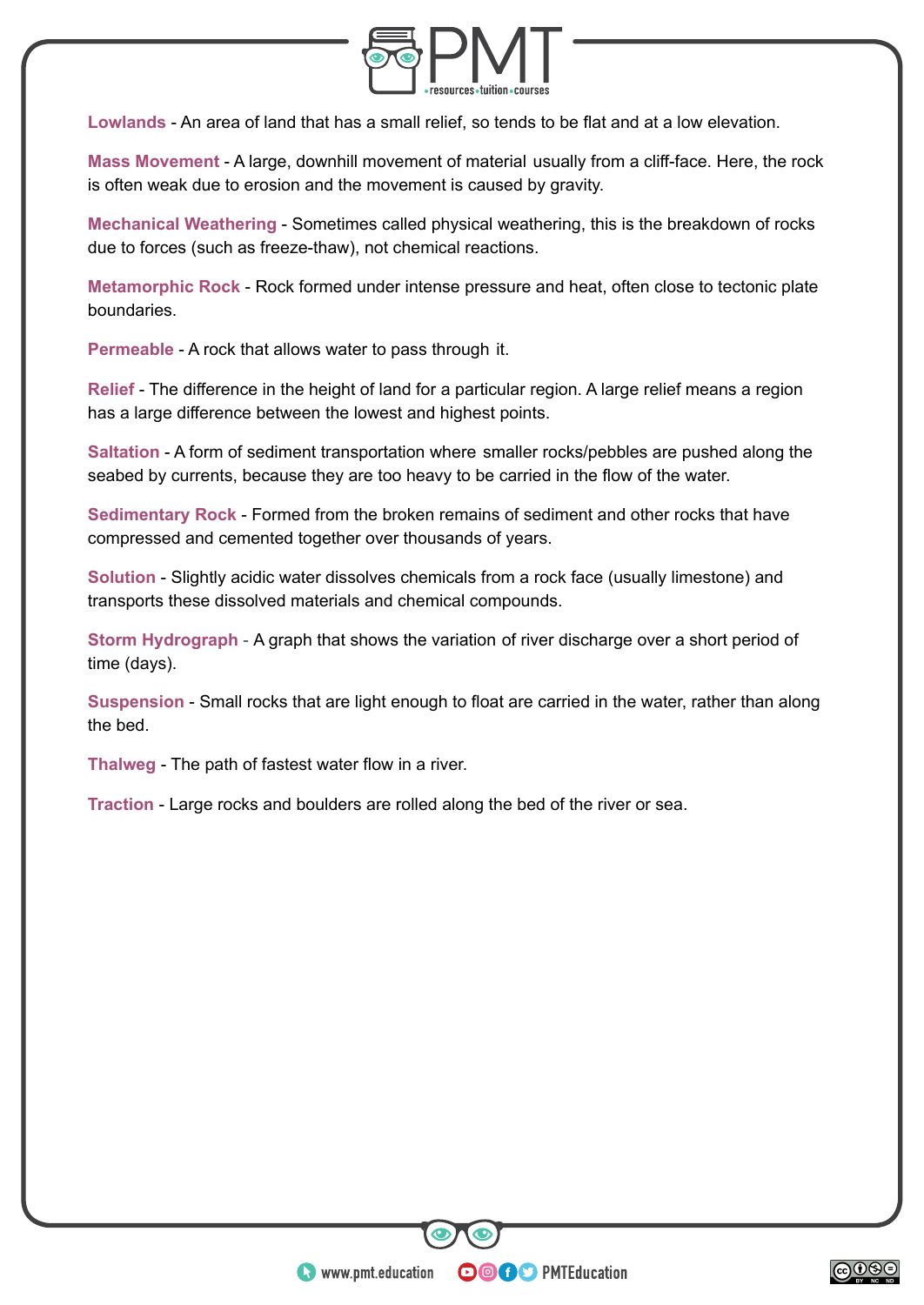**Lowlands** - An area of land that has a small relief, so tends to be flat and at a low elevation.

**Mass Movement** - A large, downhill movement of material usually from a cliff-face. Here, the rock is often weak due to erosion and the movement is caused by gravity.

**Mechanical Weathering** - Sometimes called physical weathering, this is the breakdown of rocks due to forces (such as freeze-thaw), not chemical reactions.

**Metamorphic Rock** - Rock formed under intense pressure and heat, often close to tectonic plate boundaries.

**Permeable** - A rock that allows water to pass through it.

**Relief** - The difference in the height of land for a particular region. A large relief means a region has a large difference between the lowest and highest points.

**Saltation** - A form of sediment transportation where smaller rocks/pebbles are pushed along the seabed by currents, because they are too heavy to be carried in the flow of the water.

**Sedimentary Rock** - Formed from the broken remains of sediment and other rocks that have compressed and cemented together over thousands of years.

**Solution** - Slightly acidic water dissolves chemicals from a rock face (usually limestone) and transports these dissolved materials and chemical compounds.

**Storm Hydrograph** - A graph that shows the variation of river discharge over a short period of time (days).

**Suspension** - Small rocks that are light enough to float are carried in the water, rather than along the bed.

**Thalweg** - The path of fastest water flow in a river.

**Traction** - Large rocks and boulders are rolled along the bed of the river or sea.